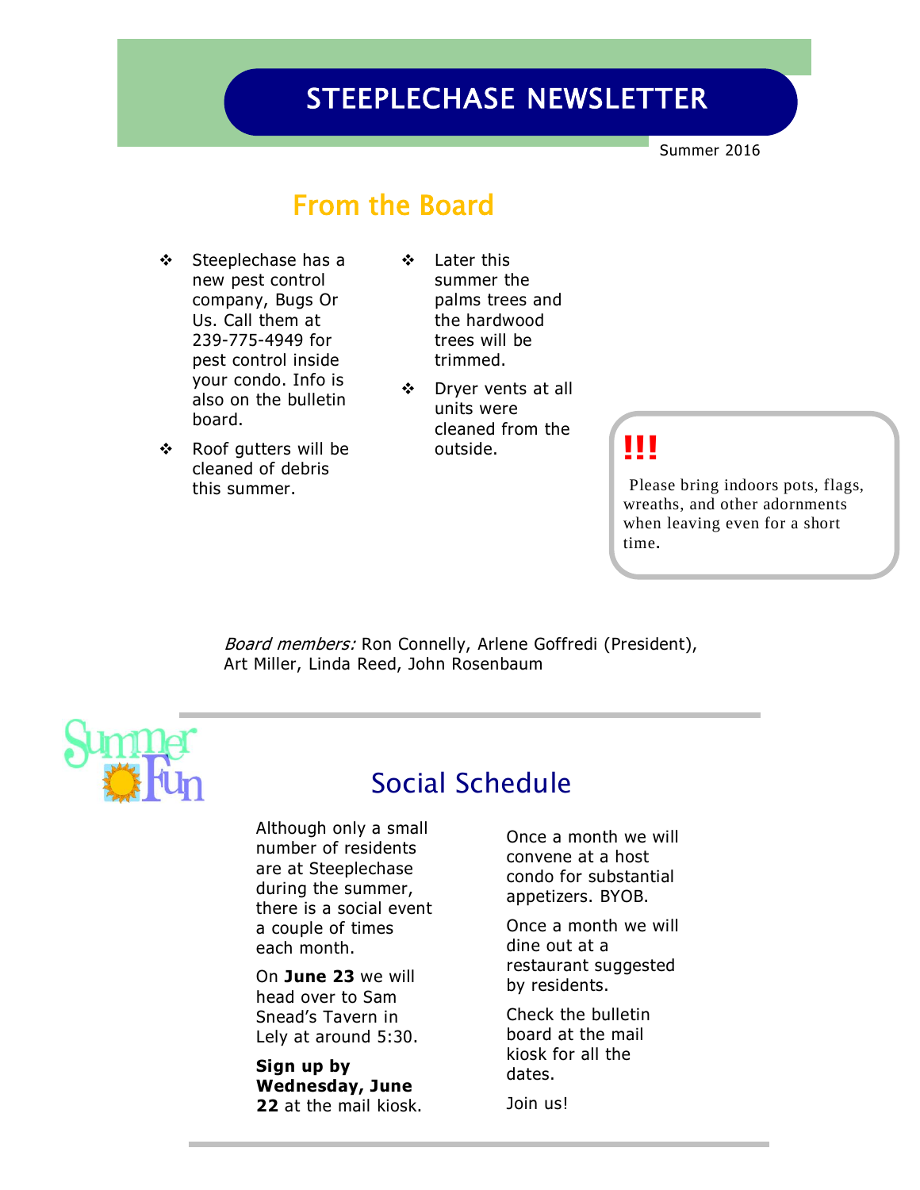# STEEPLECHASE NEWSLETTER

Summer 2016

## From the Board

- Steeplechase has a new pest control company, Bugs Or Us. Call them at 239-775-4949 for pest control inside your condo. Info is also on the bulletin board.
- Roof gutters will be cleaned of debris this summer.
- Later this summer the palms trees and the hardwood trees will be trimmed.
- Dryer vents at all units were cleaned from the outside.

**!!!**

Please bring indoors pots, flags, wreaths, and other adornments when leaving even for a short time.

*Board members:* Ron Connelly, Arlene Goffredi (President), Art Miller, Linda Reed, John Rosenbaum

---

Summer Fun

## Social Schedule

Although only a small number of residents are at Steeplechase during the summer, there is a social event a couple of times each month.

On **June 23** we will head over to Sam Snead's Tavern in Lely at around 5:30.

**Sign up by Wednesday, June 22** at the mail kiosk.

Once a month we will convene at a host condo for substantial appetizers. BYOB.

Once a month we will dine out at a restaurant suggested by residents.

Check the bulletin board at the mail kiosk for all the dates.

Join us!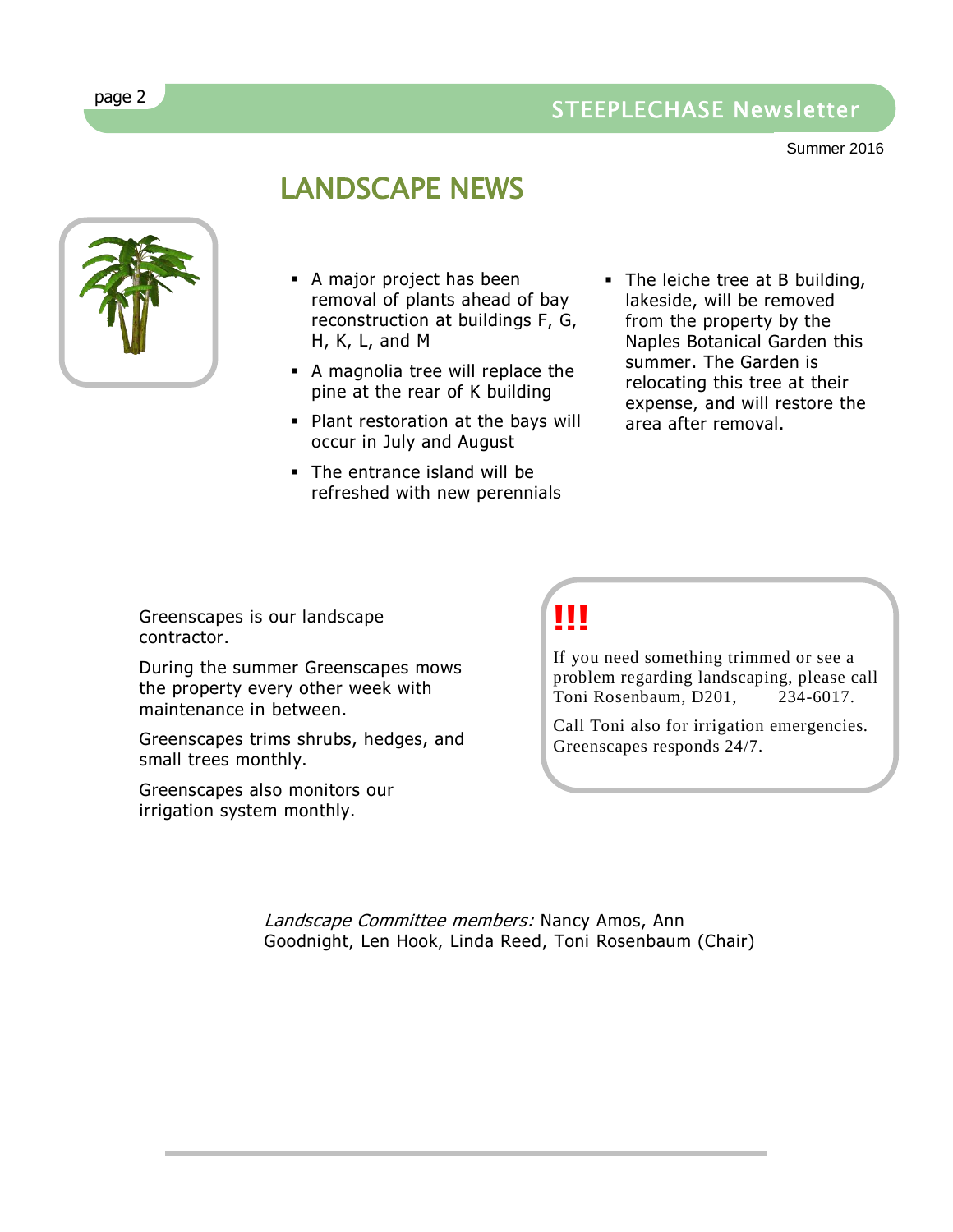## LANDSCAPE NEWS

- A major project has been removal of plants ahead of bay reconstruction at buildings F, G, H, K, L, and M
- A magnolia tree will replace the pine at the rear of K building
- Plant restoration at the bays will occur in July and August
- The entrance island will be refreshed with new perennials
- The leiche tree at B building, lakeside, will be removed from the property by the Naples Botanical Garden this summer. The Garden is relocating this tree at their expense, and will restore the area after removal.

Greenscapes is our landscape contractor.

During the summer Greenscapes mows the property every other week with maintenance in between.

Greenscapes trims shrubs, hedges, and small trees monthly.

Greenscapes also monitors our irrigation system monthly.

**!!!**

If you need something trimmed or see a problem regarding landscaping, please call Toni Rosenbaum, D201, 234-6017.

Call Toni also for irrigation emergencies. Greenscapes responds 24/7.

*Landscape Committee members:* Nancy Amos, Ann Goodnight, Len Hook, Linda Reed, Toni Rosenbaum (Chair)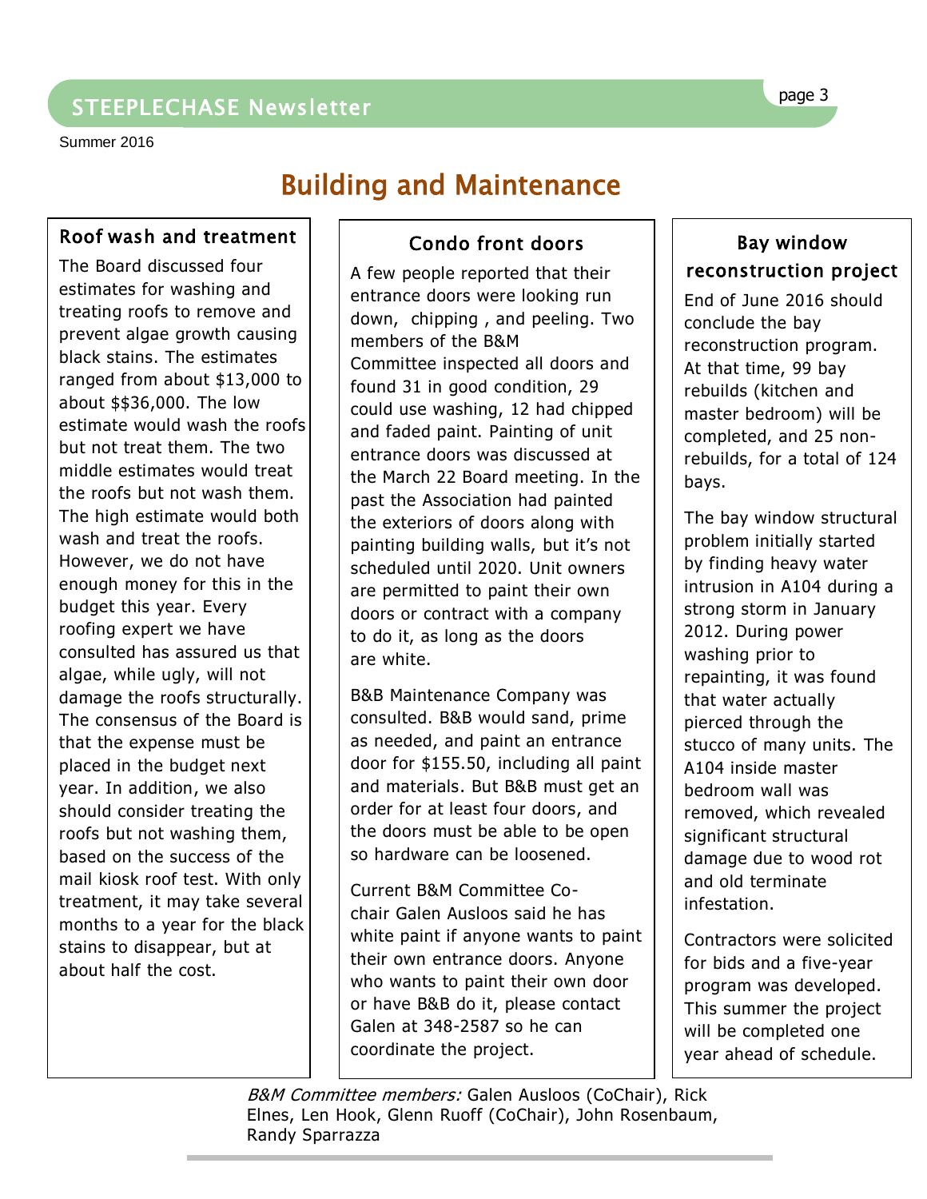# Building and Maintenance

## Roof wash and treatment

The Board discussed four estimates for washing and treating roofs to remove and prevent algae growth causing black stains. The estimates ranged from about $13,000 to about $$36,000. The low estimate would wash the roofs but not treat them. The two middle estimates would treat the roofs but not wash them. The high estimate would both wash and treat the roofs. However, we do not have enough money for this in the budget this year. Every roofing expert we have consulted has assured us that algae, while ugly, will not damage the roofs structurally. The consensus of the Board is that the expense must be placed in the budget next year. In addition, we also should consider treating the roofs but not washing them, based on the success of the mail kiosk roof test. With only treatment, it may take several months to a year for the black stains to disappear, but at about half the cost.

## Condo front doors

A few people reported that their entrance doors were looking run down, chipping , and peeling. Two members of the B&M Committee inspected all doors and found 31 in good condition, 29 could use washing, 12 had chipped and faded paint. Painting of unit entrance doors was discussed at the March 22 Board meeting. In the past the Association had painted the exteriors of doors along with painting building walls, but it's not scheduled until 2020. Unit owners are permitted to paint their own doors or contract with a company to do it, as long as the doors are white.

B&B Maintenance Company was consulted. B&B would sand, prime as needed, and paint an entrance door for $155.50, including all paint and materials. But B&B must get an order for at least four doors, and the doors must be able to be open so hardware can be loosened.

Current B&M Committee Co-chair Galen Ausloos said he has white paint if anyone wants to paint their own entrance doors. Anyone who wants to paint their own door or have B&B do it, please contact Galen at 348-2587 so he can coordinate the project.

## Bay window reconstruction project

End of June 2016 should conclude the bay reconstruction program. At that time, 99 bay rebuilds (kitchen and master bedroom) will be completed, and 25 non-rebuilds, for a total of 124 bays.

The bay window structural problem initially started by finding heavy water intrusion in A104 during a strong storm in January 2012. During power washing prior to repainting, it was found that water actually pierced through the stucco of many units. The A104 inside master bedroom wall was removed, which revealed significant structural damage due to wood rot and old terminate infestation.

Contractors were solicited for bids and a five-year program was developed. This summer the project will be completed one year ahead of schedule.

*B&M Committee members:* Galen Ausloos (CoChair), Rick Elnes, Len Hook, Glenn Ruoff (CoChair), John Rosenbaum, Randy Sparrazza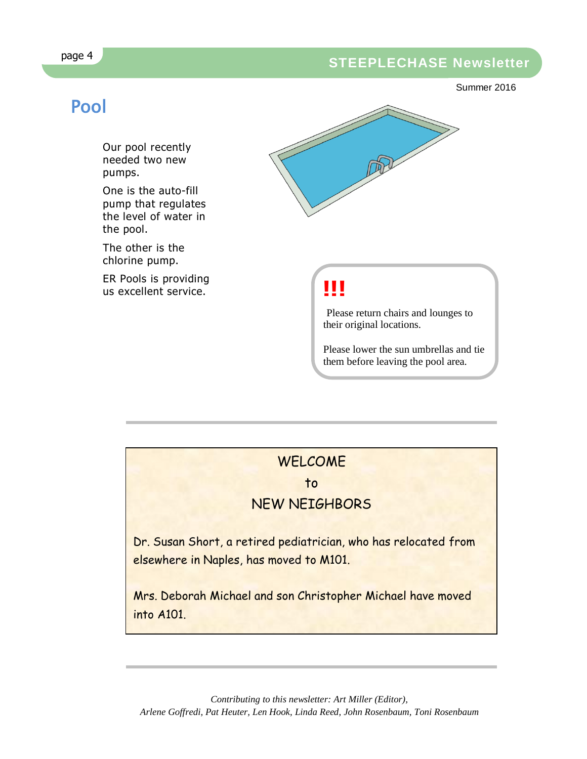# Pool

Our pool recently needed two new pumps.

One is the auto-fill pump that regulates the level of water in the pool.

The other is the chlorine pump.

ER Pools is providing us excellent service.

**!!!**

Please return chairs and lounges to their original locations.

Please lower the sun umbrellas and tie them before leaving the pool area.

---

WELCOME

to

NEW NEIGHBORS

Dr. Susan Short, a retired pediatrician, who has relocated from elsewhere in Naples, has moved to M101.

Mrs. Deborah Michael and son Christopher Michael have moved into A101.

---

*Contributing to this newsletter: Art Miller (Editor), Arlene Goffredi, Pat Heuter, Len Hook, Linda Reed, John Rosenbaum, Toni Rosenbaum*